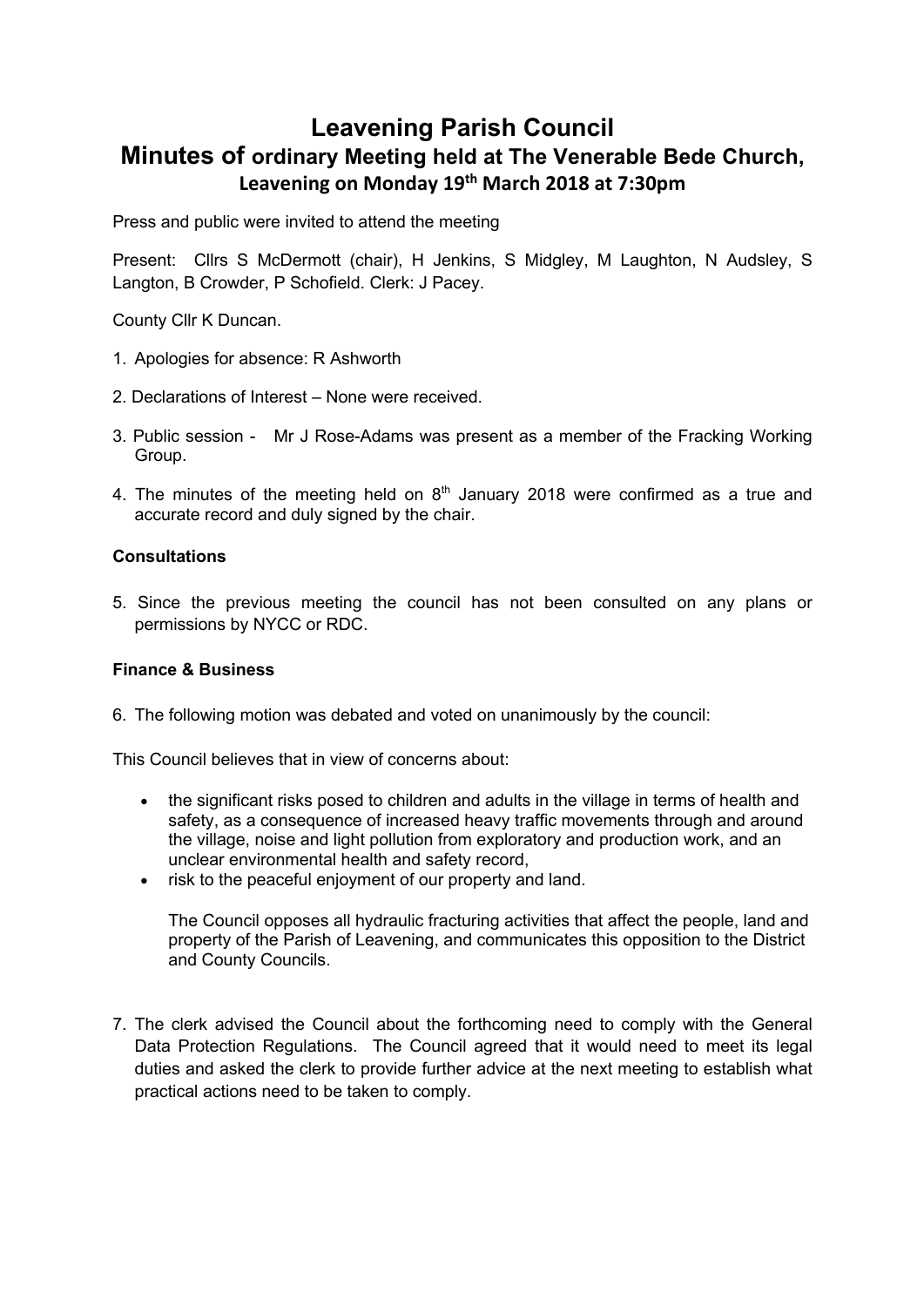# Leavening Parish Council

## Minutes of ordinary Meeting held at The Venerable Bede Church, Leavening on Monday 19th March 2018 at 7:30pm

Press and public were invited to attend the meeting

Present: Cllrs S McDermott (chair), H Jenkins, S Midgley, M Laughton, N Audsley, S Langton, B Crowder, P Schofield. Clerk: J Pacey.

County Cllr K Duncan.

1. Apologies for absence: R Ashworth

2. Declarations of Interest – None were received.

3. Public session - Mr J Rose-Adams was present as a member of the Fracking Working Group.

4. The minutes of the meeting held on 8th January 2018 were confirmed as a true and accurate record and duly signed by the chair.

**Consultations**

5. Since the previous meeting the council has not been consulted on any plans or permissions by NYCC or RDC.

**Finance & Business**

6. The following motion was debated and voted on unanimously by the council:

This Council believes that in view of concerns about:

- the significant risks posed to children and adults in the village in terms of health and safety, as a consequence of increased heavy traffic movements through and around the village, noise and light pollution from exploratory and production work, and an unclear environmental health and safety record,
- risk to the peaceful enjoyment of our property and land.

  The Council opposes all hydraulic fracturing activities that affect the people, land and property of the Parish of Leavening, and communicates this opposition to the District and County Councils.

7. The clerk advised the Council about the forthcoming need to comply with the General Data Protection Regulations. The Council agreed that it would need to meet its legal duties and asked the clerk to provide further advice at the next meeting to establish what practical actions need to be taken to comply.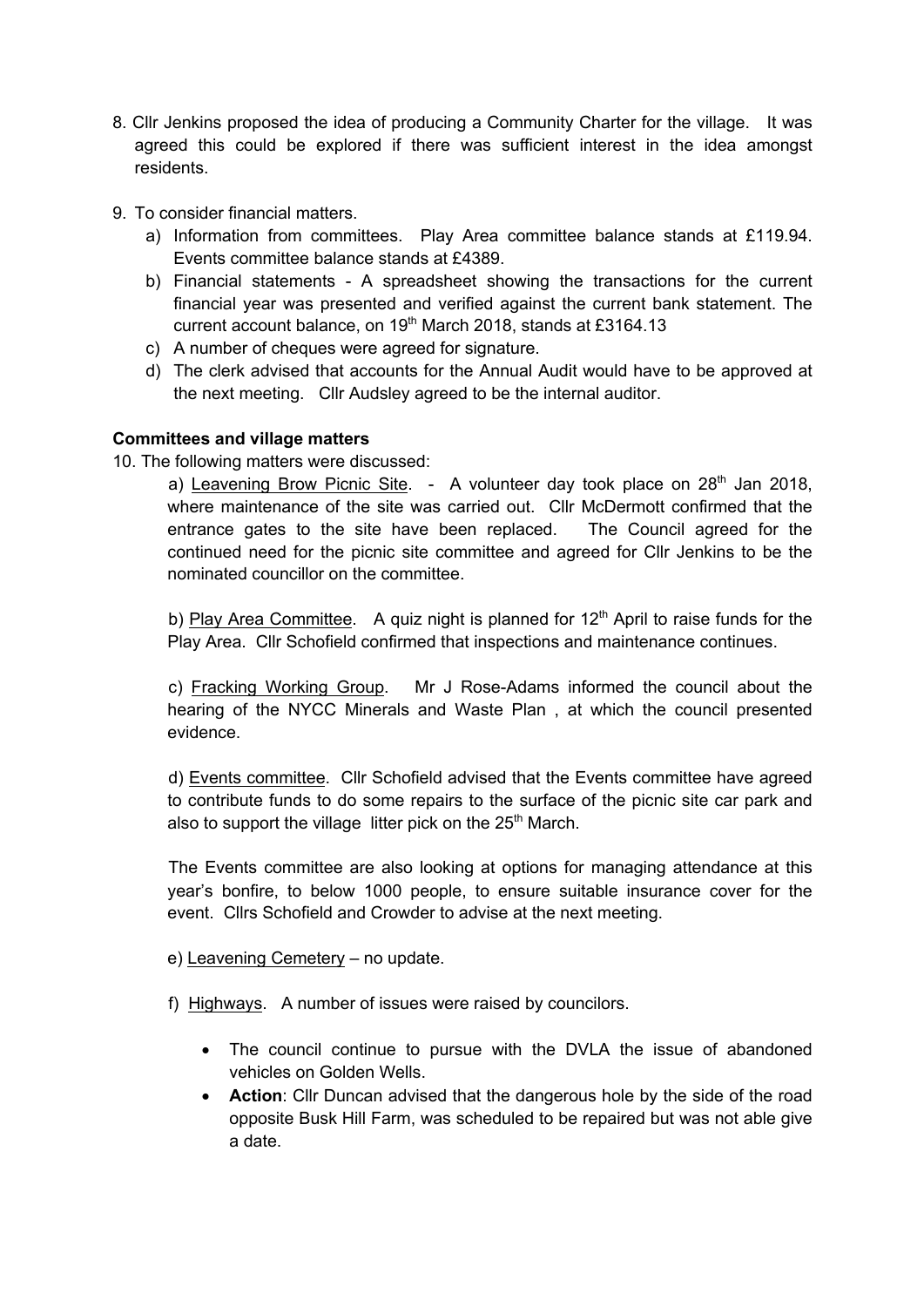8. Cllr Jenkins proposed the idea of producing a Community Charter for the village. It was agreed this could be explored if there was sufficient interest in the idea amongst residents.

9. To consider financial matters.
   a) Information from committees. Play Area committee balance stands at £119.94. Events committee balance stands at £4389.
   b) Financial statements - A spreadsheet showing the transactions for the current financial year was presented and verified against the current bank statement. The current account balance, on 19th March 2018, stands at £3164.13
   c) A number of cheques were agreed for signature.
   d) The clerk advised that accounts for the Annual Audit would have to be approved at the next meeting. Cllr Audsley agreed to be the internal auditor.

**Committees and village matters**

10. The following matters were discussed:

   a) Leavening Brow Picnic Site. - A volunteer day took place on 28th Jan 2018, where maintenance of the site was carried out. Cllr McDermott confirmed that the entrance gates to the site have been replaced. The Council agreed for the continued need for the picnic site committee and agreed for Cllr Jenkins to be the nominated councillor on the committee.

   b) Play Area Committee. A quiz night is planned for 12th April to raise funds for the Play Area. Cllr Schofield confirmed that inspections and maintenance continues.

   c) Fracking Working Group. Mr J Rose-Adams informed the council about the hearing of the NYCC Minerals and Waste Plan , at which the council presented evidence.

   d) Events committee. Cllr Schofield advised that the Events committee have agreed to contribute funds to do some repairs to the surface of the picnic site car park and also to support the village litter pick on the 25th March.

   The Events committee are also looking at options for managing attendance at this year's bonfire, to below 1000 people, to ensure suitable insurance cover for the event. Cllrs Schofield and Crowder to advise at the next meeting.

   e) Leavening Cemetery – no update.

   f) Highways. A number of issues were raised by councilors.

   - The council continue to pursue with the DVLA the issue of abandoned vehicles on Golden Wells.
   - **Action**: Cllr Duncan advised that the dangerous hole by the side of the road opposite Busk Hill Farm, was scheduled to be repaired but was not able give a date.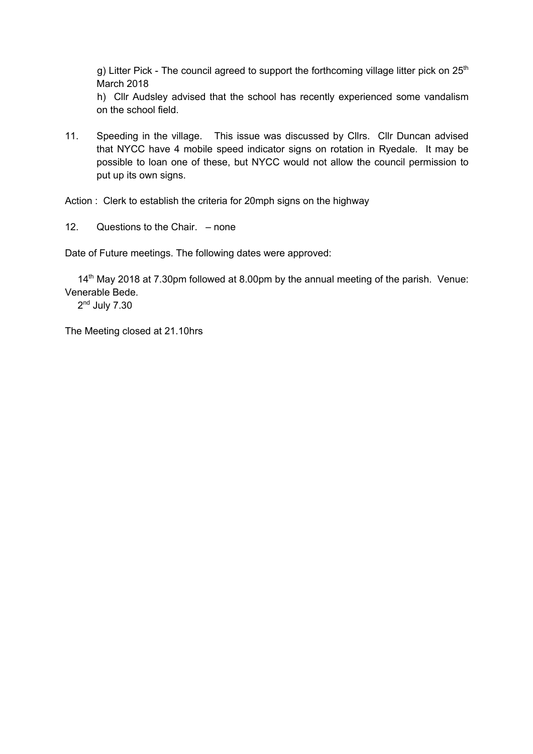g) Litter Pick - The council agreed to support the forthcoming village litter pick on 25th March 2018

h) Cllr Audsley advised that the school has recently experienced some vandalism on the school field.

11. Speeding in the village. This issue was discussed by Cllrs. Cllr Duncan advised that NYCC have 4 mobile speed indicator signs on rotation in Ryedale. It may be possible to loan one of these, but NYCC would not allow the council permission to put up its own signs.

Action : Clerk to establish the criteria for 20mph signs on the highway

12. Questions to the Chair. – none

Date of Future meetings. The following dates were approved:

14th May 2018 at 7.30pm followed at 8.00pm by the annual meeting of the parish. Venue: Venerable Bede.

2nd July 7.30

The Meeting closed at 21.10hrs